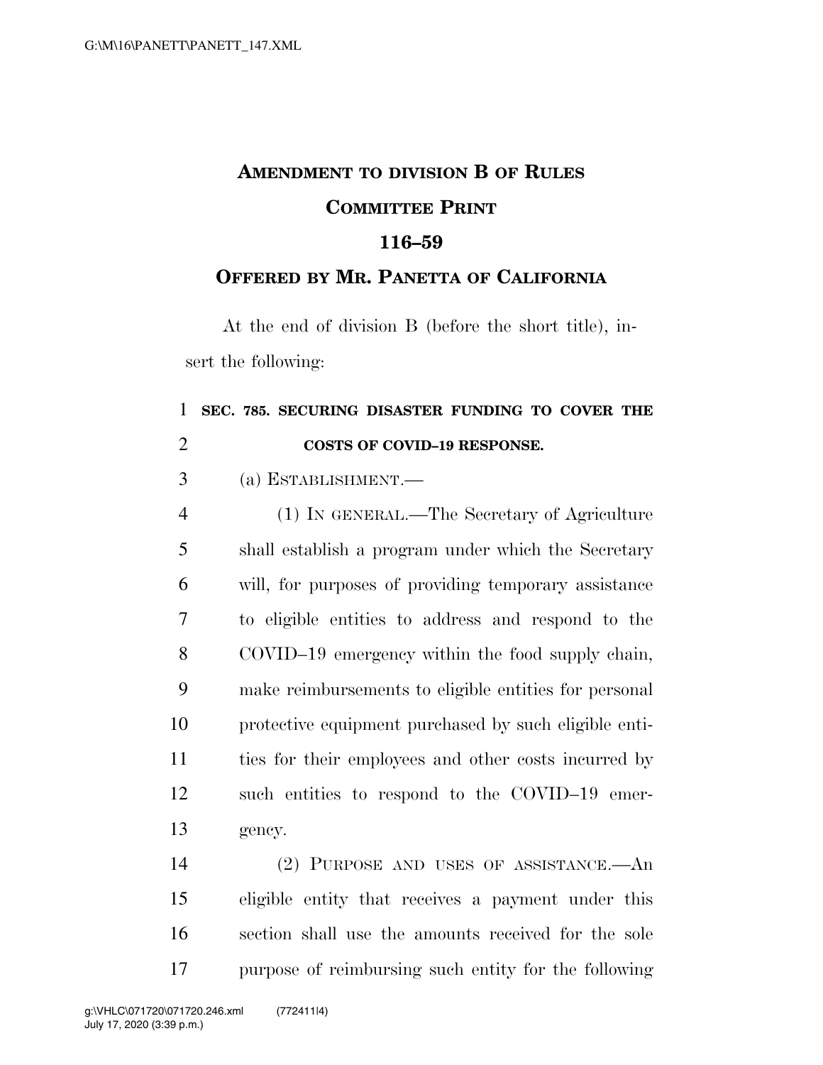# AMENDMENT TO DIVISION B OF RULES COMMITTEE PRINT 116–59

## OFFERED BY MR. PANETTA OF CALIFORNIA

At the end of division B (before the short title), insert the following:

**SEC. 785. SECURING DISASTER FUNDING TO COVER THE COSTS OF COVID–19 RESPONSE.**

(a) ESTABLISHMENT.—

(1) IN GENERAL.—The Secretary of Agriculture shall establish a program under which the Secretary will, for purposes of providing temporary assistance to eligible entities to address and respond to the COVID–19 emergency within the food supply chain, make reimbursements to eligible entities for personal protective equipment purchased by such eligible entities for their employees and other costs incurred by such entities to respond to the COVID–19 emergency.

(2) PURPOSE AND USES OF ASSISTANCE.—An eligible entity that receives a payment under this section shall use the amounts received for the sole purpose of reimbursing such entity for the following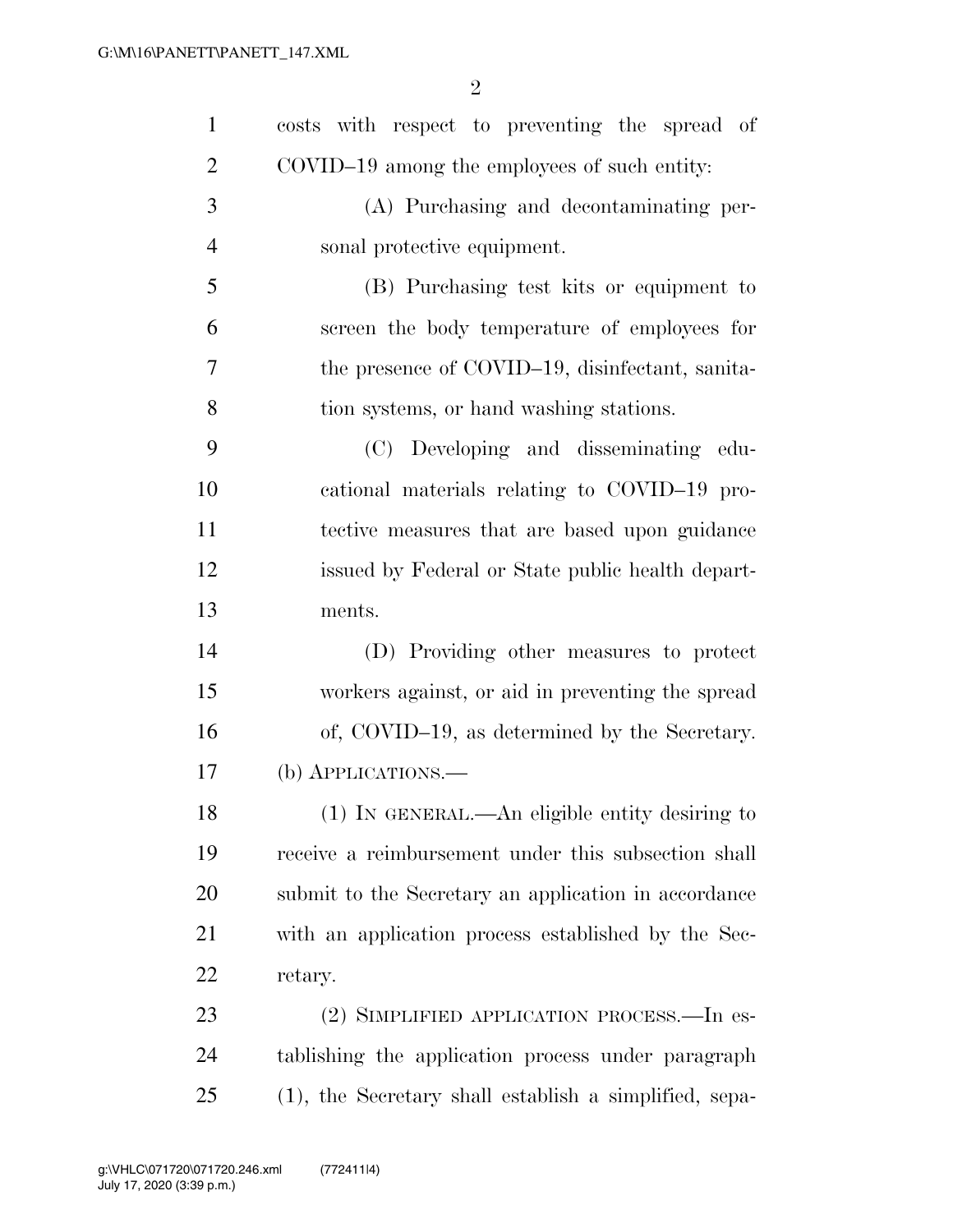costs with respect to preventing the spread of COVID–19 among the employees of such entity:

(A) Purchasing and decontaminating personal protective equipment.

(B) Purchasing test kits or equipment to screen the body temperature of employees for the presence of COVID–19, disinfectant, sanitation systems, or hand washing stations.

(C) Developing and disseminating educational materials relating to COVID–19 protective measures that are based upon guidance issued by Federal or State public health departments.

(D) Providing other measures to protect workers against, or aid in preventing the spread of, COVID–19, as determined by the Secretary.

(b) APPLICATIONS.—

(1) IN GENERAL.—An eligible entity desiring to receive a reimbursement under this subsection shall submit to the Secretary an application in accordance with an application process established by the Secretary.

(2) SIMPLIFIED APPLICATION PROCESS.—In establishing the application process under paragraph (1), the Secretary shall establish a simplified, sepa-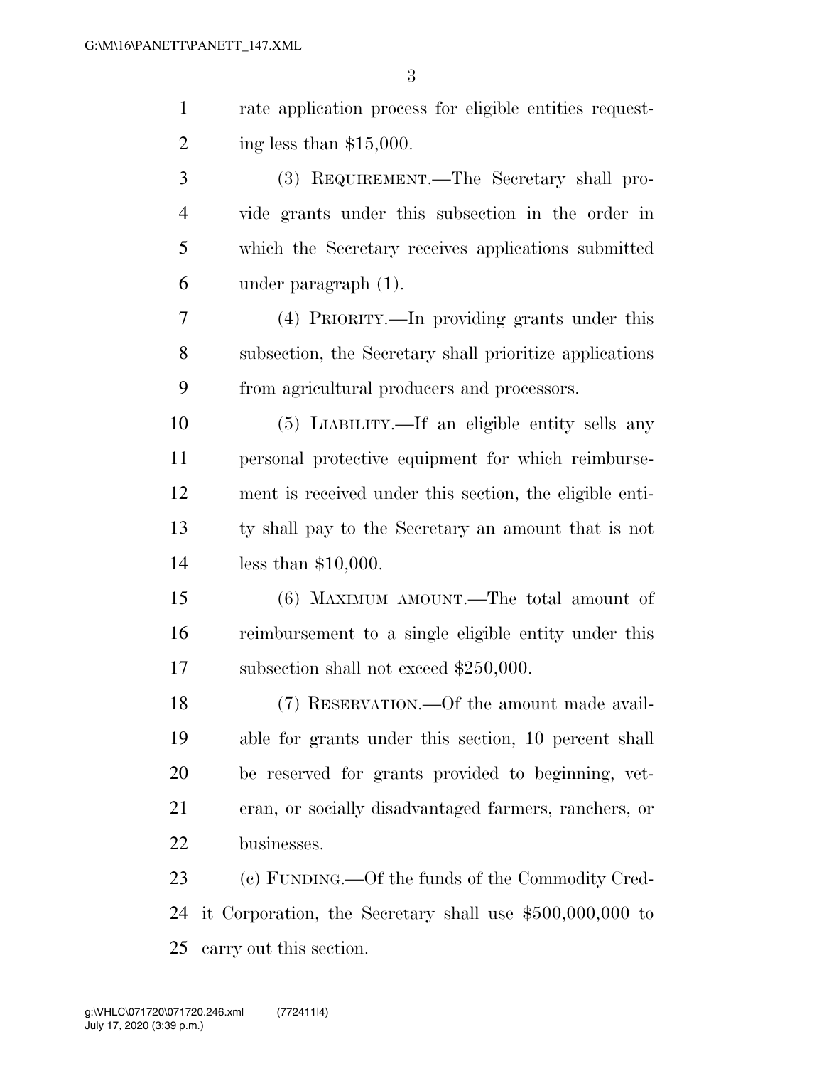rate application process for eligible entities requesting less than $15,000.

(3) REQUIREMENT.—The Secretary shall provide grants under this subsection in the order in which the Secretary receives applications submitted under paragraph (1).

(4) PRIORITY.—In providing grants under this subsection, the Secretary shall prioritize applications from agricultural producers and processors.

(5) LIABILITY.—If an eligible entity sells any personal protective equipment for which reimbursement is received under this section, the eligible entity shall pay to the Secretary an amount that is not less than $10,000.

(6) MAXIMUM AMOUNT.—The total amount of reimbursement to a single eligible entity under this subsection shall not exceed $250,000.

(7) RESERVATION.—Of the amount made available for grants under this section, 10 percent shall be reserved for grants provided to beginning, veteran, or socially disadvantaged farmers, ranchers, or businesses.

(c) FUNDING.—Of the funds of the Commodity Credit Corporation, the Secretary shall use $500,000,000 to carry out this section.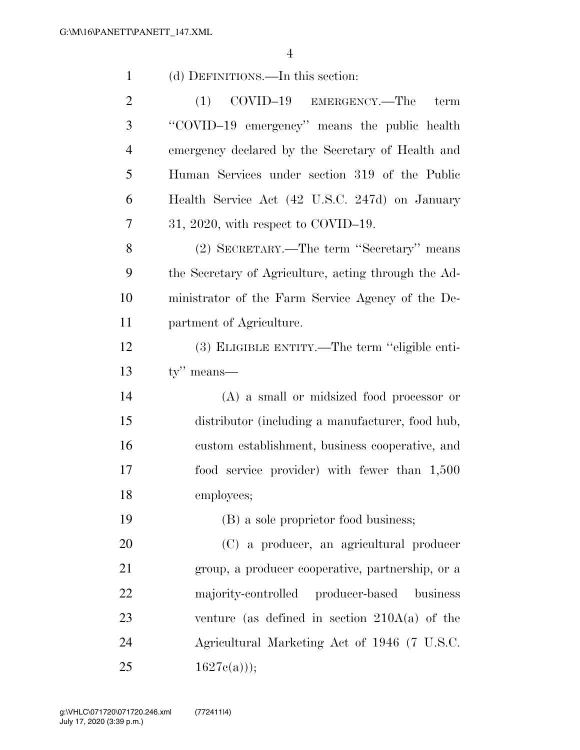(d) DEFINITIONS.—In this section:

(1) COVID–19 EMERGENCY.—The term ''COVID–19 emergency'' means the public health emergency declared by the Secretary of Health and Human Services under section 319 of the Public Health Service Act (42 U.S.C. 247d) on January 31, 2020, with respect to COVID–19.

(2) SECRETARY.—The term ''Secretary'' means the Secretary of Agriculture, acting through the Administrator of the Farm Service Agency of the Department of Agriculture.

(3) ELIGIBLE ENTITY.—The term ''eligible entity'' means—

(A) a small or midsized food processor or distributor (including a manufacturer, food hub, custom establishment, business cooperative, and food service provider) with fewer than 1,500 employees;

(B) a sole proprietor food business;

(C) a producer, an agricultural producer group, a producer cooperative, partnership, or a majority-controlled producer-based business venture (as defined in section 210A(a) of the Agricultural Marketing Act of 1946 (7 U.S.C. 1627c(a)));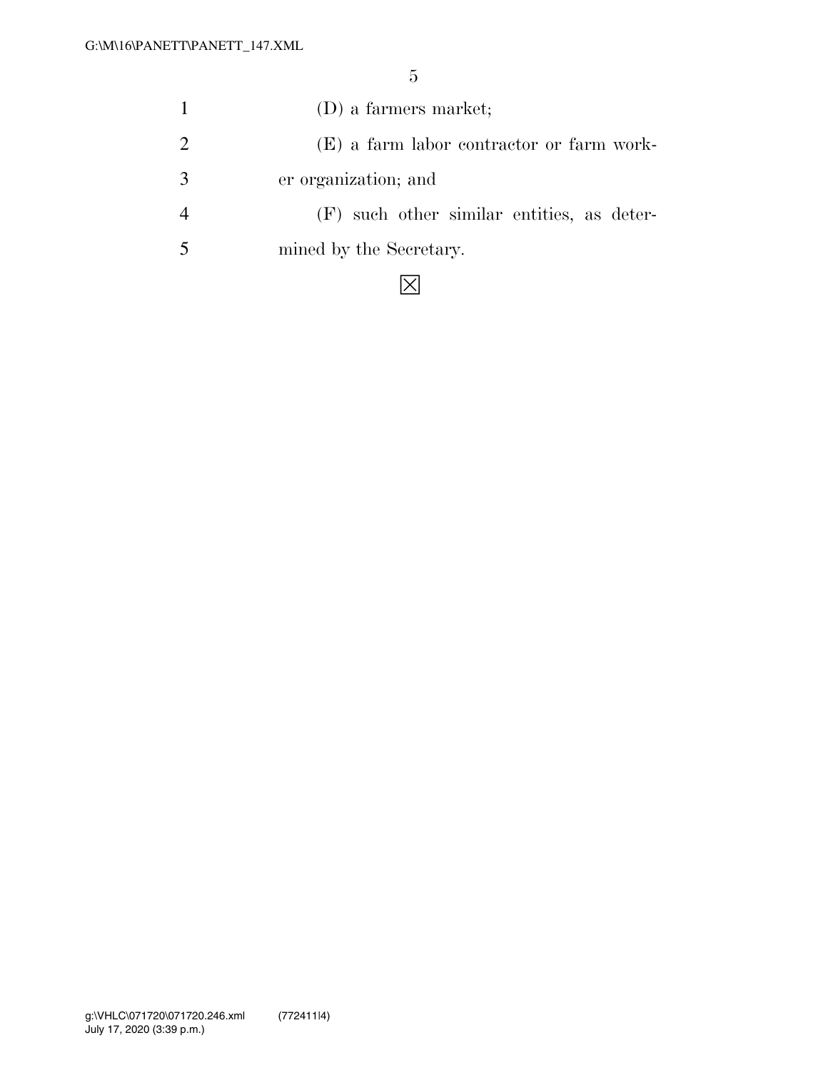(D) a farmers market;

(E) a farm labor contractor or farm worker organization; and

(F) such other similar entities, as determined by the Secretary.

☒